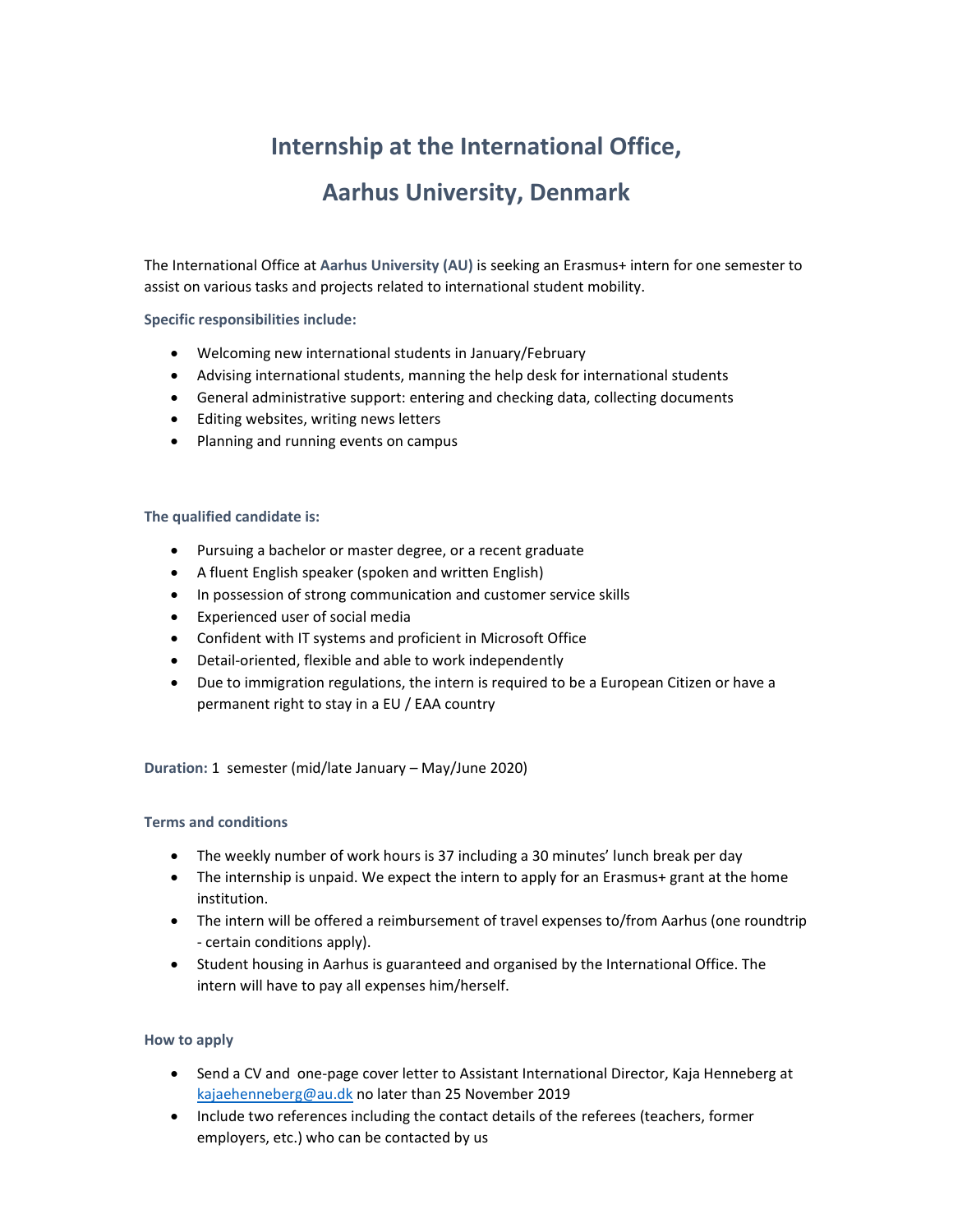# Internship at the International Office, Aarhus University, Denmark

The International Office at **Aarhus University (AU)** is seeking an Erasmus+ intern for one semester to assist on various tasks and projects related to international student mobility.

**Specific responsibilities include:**

- Welcoming new international students in January/February
- Advising international students, manning the help desk for international students
- General administrative support: entering and checking data, collecting documents
- Editing websites, writing news letters
- Planning and running events on campus

**The qualified candidate is:**

- Pursuing a bachelor or master degree, or a recent graduate
- A fluent English speaker (spoken and written English)
- In possession of strong communication and customer service skills
- Experienced user of social media
- Confident with IT systems and proficient in Microsoft Office
- Detail-oriented, flexible and able to work independently
- Due to immigration regulations, the intern is required to be a European Citizen or have a permanent right to stay in a EU / EAA country

**Duration:** 1 semester (mid/late January – May/June 2020)

**Terms and conditions**

- The weekly number of work hours is 37 including a 30 minutes' lunch break per day
- The internship is unpaid. We expect the intern to apply for an Erasmus+ grant at the home institution.
- The intern will be offered a reimbursement of travel expenses to/from Aarhus (one roundtrip - certain conditions apply).
- Student housing in Aarhus is guaranteed and organised by the International Office. The intern will have to pay all expenses him/herself.

**How to apply**

- Send a CV and one-page cover letter to Assistant International Director, Kaja Henneberg at kajaehenneberg@au.dk no later than 25 November 2019
- Include two references including the contact details of the referees (teachers, former employers, etc.) who can be contacted by us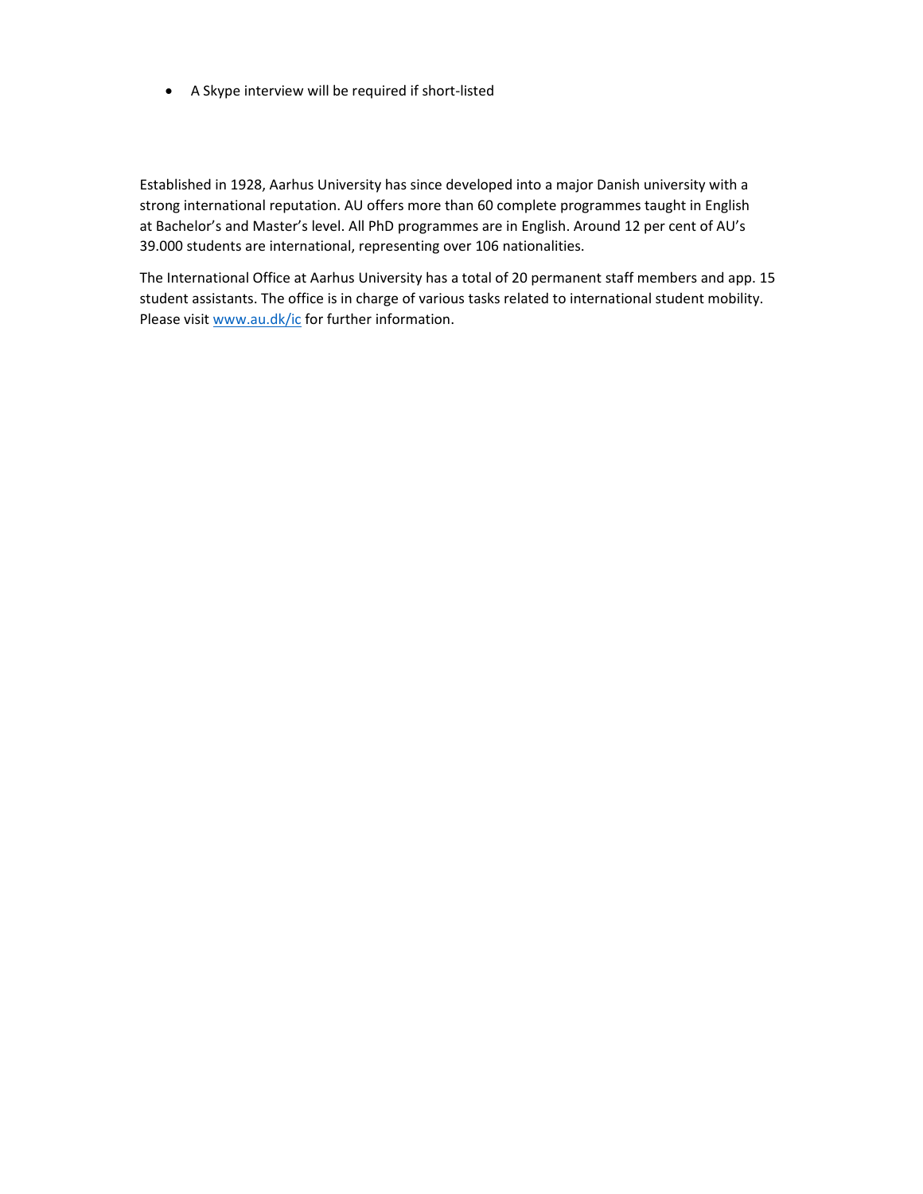- A Skype interview will be required if short-listed

Established in 1928, Aarhus University has since developed into a major Danish university with a strong international reputation. AU offers more than 60 complete programmes taught in English at Bachelor's and Master's level. All PhD programmes are in English. Around 12 per cent of AU's 39.000 students are international, representing over 106 nationalities.

The International Office at Aarhus University has a total of 20 permanent staff members and app. 15 student assistants. The office is in charge of various tasks related to international student mobility. Please visit [www.au.dk/ic](http://www.au.dk/ic) for further information.